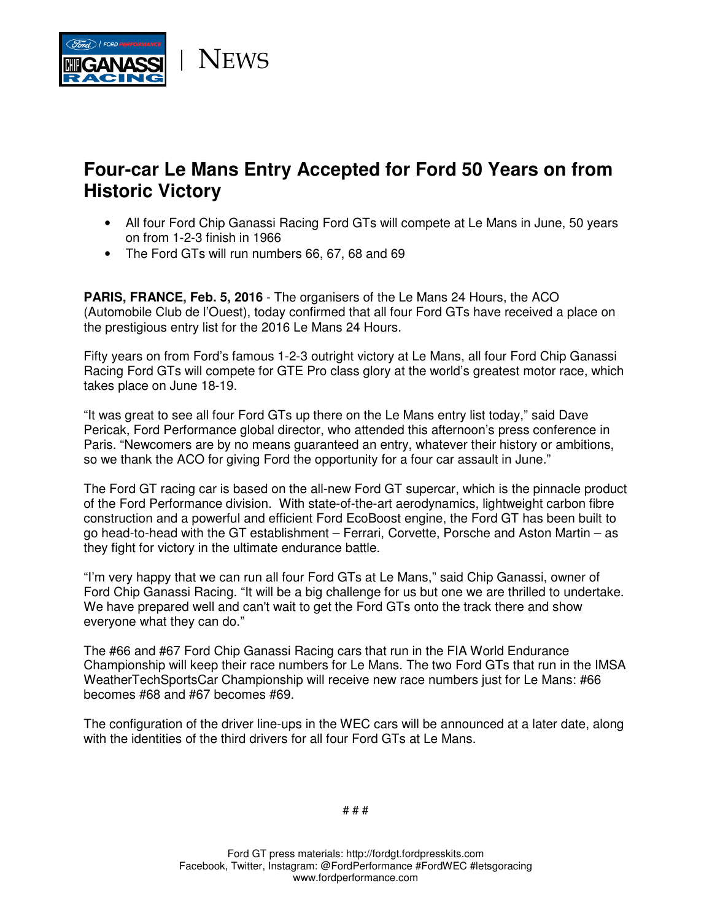| NEWS

# Four-car Le Mans Entry Accepted for Ford 50 Years on from Historic Victory

- All four Ford Chip Ganassi Racing Ford GTs will compete at Le Mans in June, 50 years on from 1-2-3 finish in 1966
- The Ford GTs will run numbers 66, 67, 68 and 69

**PARIS, FRANCE, Feb. 5, 2016** - The organisers of the Le Mans 24 Hours, the ACO (Automobile Club de l'Ouest), today confirmed that all four Ford GTs have received a place on the prestigious entry list for the 2016 Le Mans 24 Hours.

Fifty years on from Ford's famous 1-2-3 outright victory at Le Mans, all four Ford Chip Ganassi Racing Ford GTs will compete for GTE Pro class glory at the world's greatest motor race, which takes place on June 18-19.

"It was great to see all four Ford GTs up there on the Le Mans entry list today," said Dave Pericak, Ford Performance global director, who attended this afternoon's press conference in Paris. "Newcomers are by no means guaranteed an entry, whatever their history or ambitions, so we thank the ACO for giving Ford the opportunity for a four car assault in June."

The Ford GT racing car is based on the all-new Ford GT supercar, which is the pinnacle product of the Ford Performance division. With state-of-the-art aerodynamics, lightweight carbon fibre construction and a powerful and efficient Ford EcoBoost engine, the Ford GT has been built to go head-to-head with the GT establishment – Ferrari, Corvette, Porsche and Aston Martin – as they fight for victory in the ultimate endurance battle.

"I'm very happy that we can run all four Ford GTs at Le Mans," said Chip Ganassi, owner of Ford Chip Ganassi Racing. "It will be a big challenge for us but one we are thrilled to undertake. We have prepared well and can't wait to get the Ford GTs onto the track there and show everyone what they can do."

The #66 and #67 Ford Chip Ganassi Racing cars that run in the FIA World Endurance Championship will keep their race numbers for Le Mans. The two Ford GTs that run in the IMSA WeatherTechSportsCar Championship will receive new race numbers just for Le Mans: #66 becomes #68 and #67 becomes #69.

The configuration of the driver line-ups in the WEC cars will be announced at a later date, along with the identities of the third drivers for all four Ford GTs at Le Mans.

# # #

Ford GT press materials: http://fordgt.fordpresskits.com
Facebook, Twitter, Instagram: @FordPerformance #FordWEC #letsgoracing
www.fordperformance.com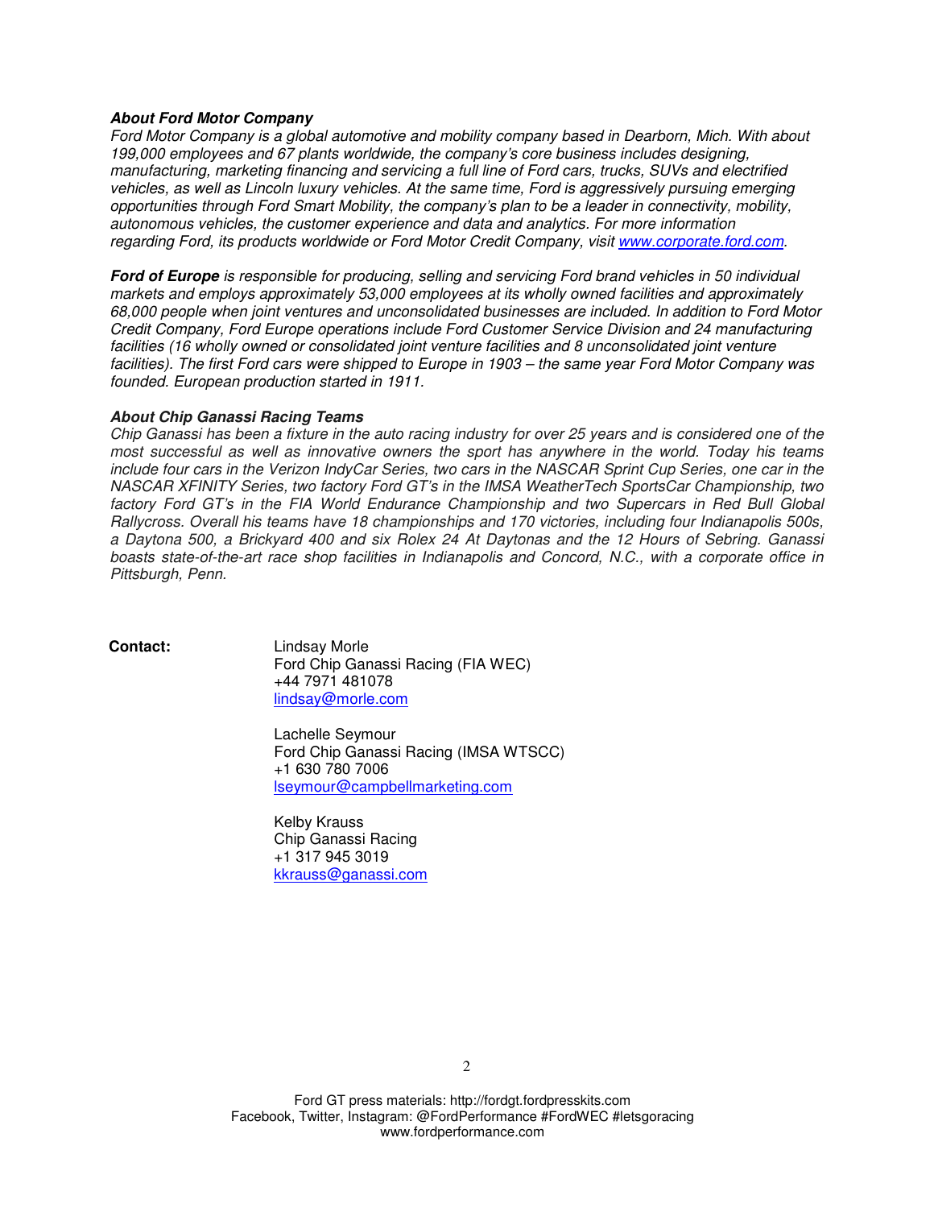***About Ford Motor Company***

*Ford Motor Company is a global automotive and mobility company based in Dearborn, Mich. With about 199,000 employees and 67 plants worldwide, the company's core business includes designing, manufacturing, marketing financing and servicing a full line of Ford cars, trucks, SUVs and electrified vehicles, as well as Lincoln luxury vehicles. At the same time, Ford is aggressively pursuing emerging opportunities through Ford Smart Mobility, the company's plan to be a leader in connectivity, mobility, autonomous vehicles, the customer experience and data and analytics. For more information regarding Ford, its products worldwide or Ford Motor Credit Company, visit [www.corporate.ford.com](http://www.corporate.ford.com).*

***Ford of Europe*** *is responsible for producing, selling and servicing Ford brand vehicles in 50 individual markets and employs approximately 53,000 employees at its wholly owned facilities and approximately 68,000 people when joint ventures and unconsolidated businesses are included. In addition to Ford Motor Credit Company, Ford Europe operations include Ford Customer Service Division and 24 manufacturing facilities (16 wholly owned or consolidated joint venture facilities and 8 unconsolidated joint venture facilities). The first Ford cars were shipped to Europe in 1903 – the same year Ford Motor Company was founded. European production started in 1911.*

***About Chip Ganassi Racing Teams***

*Chip Ganassi has been a fixture in the auto racing industry for over 25 years and is considered one of the most successful as well as innovative owners the sport has anywhere in the world. Today his teams include four cars in the Verizon IndyCar Series, two cars in the NASCAR Sprint Cup Series, one car in the NASCAR XFINITY Series, two factory Ford GT's in the IMSA WeatherTech SportsCar Championship, two factory Ford GT's in the FIA World Endurance Championship and two Supercars in Red Bull Global Rallycross. Overall his teams have 18 championships and 170 victories, including four Indianapolis 500s, a Daytona 500, a Brickyard 400 and six Rolex 24 At Daytonas and the 12 Hours of Sebring. Ganassi boasts state-of-the-art race shop facilities in Indianapolis and Concord, N.C., with a corporate office in Pittsburgh, Penn.*

**Contact:**

Lindsay Morle
Ford Chip Ganassi Racing (FIA WEC)
+44 7971 481078
lindsay@morle.com

Lachelle Seymour
Ford Chip Ganassi Racing (IMSA WTSCC)
+1 630 780 7006
lseymour@campbellmarketing.com

Kelby Krauss
Chip Ganassi Racing
+1 317 945 3019
kkrauss@ganassi.com

Ford GT press materials: http://fordgt.fordpresskits.com
Facebook, Twitter, Instagram: @FordPerformance #FordWEC #letsgoracing
www.fordperformance.com